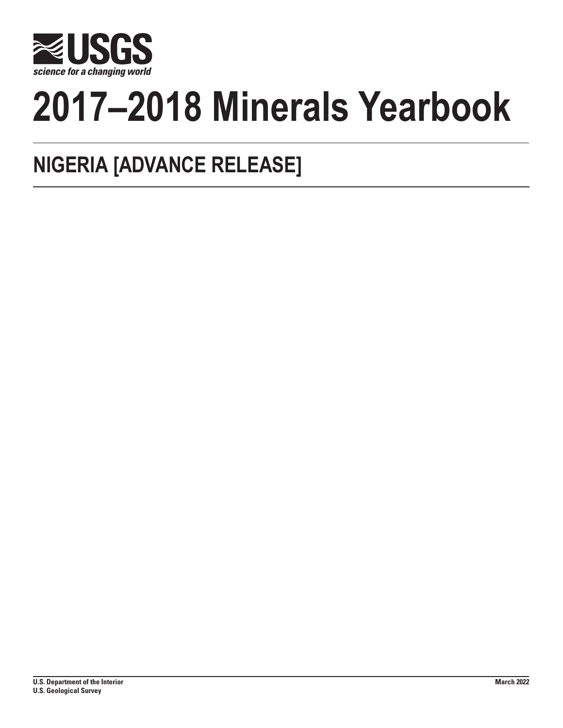**USGS**
*science for a changing world*

# 2017–2018 Minerals Yearbook

## NIGERIA [ADVANCE RELEASE]

**U.S. Department of the Interior**
**U.S. Geological Survey**

**March 2022**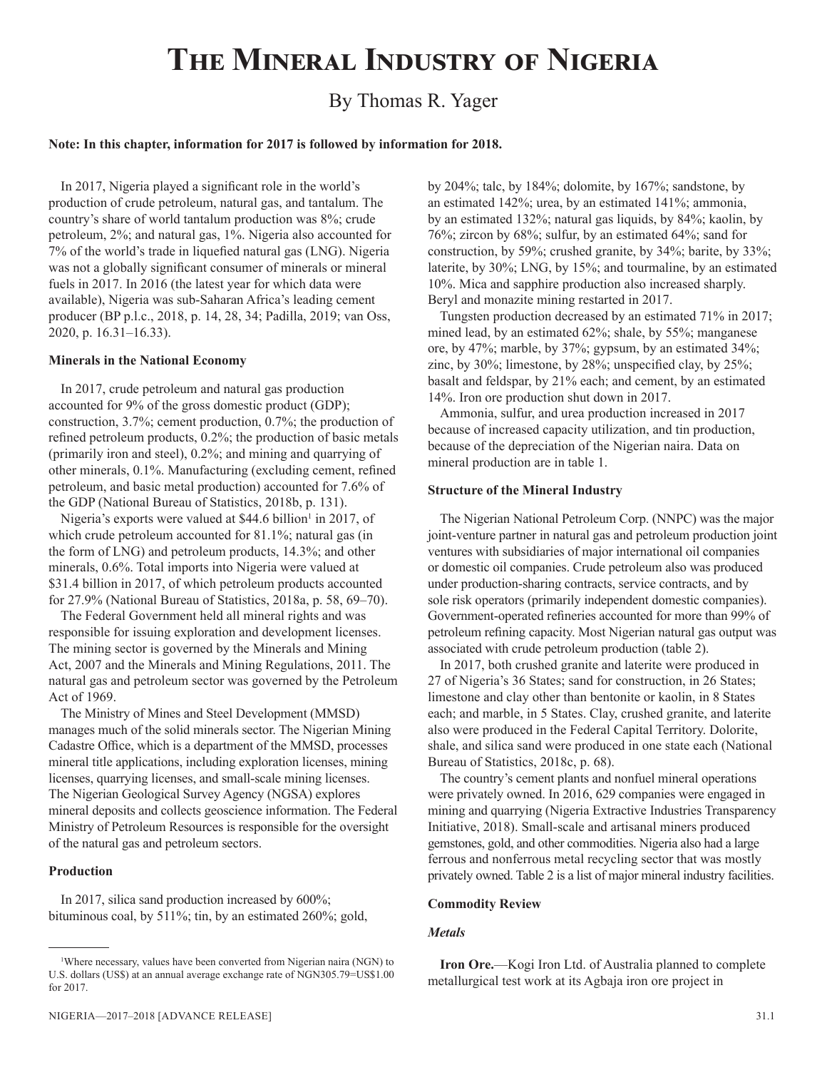# The Mineral Industry of Nigeria

By Thomas R. Yager

**Note: In this chapter, information for 2017 is followed by information for 2018.**

In 2017, Nigeria played a significant role in the world's production of crude petroleum, natural gas, and tantalum. The country's share of world tantalum production was 8%; crude petroleum, 2%; and natural gas, 1%. Nigeria also accounted for 7% of the world's trade in liquefied natural gas (LNG). Nigeria was not a globally significant consumer of minerals or mineral fuels in 2017. In 2016 (the latest year for which data were available), Nigeria was sub-Saharan Africa's leading cement producer (BP p.l.c., 2018, p. 14, 28, 34; Padilla, 2019; van Oss, 2020, p. 16.31–16.33).

### Minerals in the National Economy

In 2017, crude petroleum and natural gas production accounted for 9% of the gross domestic product (GDP); construction, 3.7%; cement production, 0.7%; the production of refined petroleum products, 0.2%; the production of basic metals (primarily iron and steel), 0.2%; and mining and quarrying of other minerals, 0.1%. Manufacturing (excluding cement, refined petroleum, and basic metal production) accounted for 7.6% of the GDP (National Bureau of Statistics, 2018b, p. 131).

Nigeria's exports were valued at $44.6 billion[1] in 2017, of which crude petroleum accounted for 81.1%; natural gas (in the form of LNG) and petroleum products, 14.3%; and other minerals, 0.6%. Total imports into Nigeria were valued at $31.4 billion in 2017, of which petroleum products accounted for 27.9% (National Bureau of Statistics, 2018a, p. 58, 69–70).

The Federal Government held all mineral rights and was responsible for issuing exploration and development licenses. The mining sector is governed by the Minerals and Mining Act, 2007 and the Minerals and Mining Regulations, 2011. The natural gas and petroleum sector was governed by the Petroleum Act of 1969.

The Ministry of Mines and Steel Development (MMSD) manages much of the solid minerals sector. The Nigerian Mining Cadastre Office, which is a department of the MMSD, processes mineral title applications, including exploration licenses, mining licenses, quarrying licenses, and small-scale mining licenses. The Nigerian Geological Survey Agency (NGSA) explores mineral deposits and collects geoscience information. The Federal Ministry of Petroleum Resources is responsible for the oversight of the natural gas and petroleum sectors.

### Production

In 2017, silica sand production increased by 600%; bituminous coal, by 511%; tin, by an estimated 260%; gold, by 204%; talc, by 184%; dolomite, by 167%; sandstone, by an estimated 142%; urea, by an estimated 141%; ammonia, by an estimated 132%; natural gas liquids, by 84%; kaolin, by 76%; zircon by 68%; sulfur, by an estimated 64%; sand for construction, by 59%; crushed granite, by 34%; barite, by 33%; laterite, by 30%; LNG, by 15%; and tourmaline, by an estimated 10%. Mica and sapphire production also increased sharply. Beryl and monazite mining restarted in 2017.

Tungsten production decreased by an estimated 71% in 2017; mined lead, by an estimated 62%; shale, by 55%; manganese ore, by 47%; marble, by 37%; gypsum, by an estimated 34%; zinc, by 30%; limestone, by 28%; unspecified clay, by 25%; basalt and feldspar, by 21% each; and cement, by an estimated 14%. Iron ore production shut down in 2017.

Ammonia, sulfur, and urea production increased in 2017 because of increased capacity utilization, and tin production, because of the depreciation of the Nigerian naira. Data on mineral production are in table 1.

### Structure of the Mineral Industry

The Nigerian National Petroleum Corp. (NNPC) was the major joint-venture partner in natural gas and petroleum production joint ventures with subsidiaries of major international oil companies or domestic oil companies. Crude petroleum also was produced under production-sharing contracts, service contracts, and by sole risk operators (primarily independent domestic companies). Government-operated refineries accounted for more than 99% of petroleum refining capacity. Most Nigerian natural gas output was associated with crude petroleum production (table 2).

In 2017, both crushed granite and laterite were produced in 27 of Nigeria's 36 States; sand for construction, in 26 States; limestone and clay other than bentonite or kaolin, in 8 States each; and marble, in 5 States. Clay, crushed granite, and laterite also were produced in the Federal Capital Territory. Dolorite, shale, and silica sand were produced in one state each (National Bureau of Statistics, 2018c, p. 68).

The country's cement plants and nonfuel mineral operations were privately owned. In 2016, 629 companies were engaged in mining and quarrying (Nigeria Extractive Industries Transparency Initiative, 2018). Small-scale and artisanal miners produced gemstones, gold, and other commodities. Nigeria also had a large ferrous and nonferrous metal recycling sector that was mostly privately owned. Table 2 is a list of major mineral industry facilities.

### Commodity Review

#### *Metals*

**Iron Ore.**—Kogi Iron Ltd. of Australia planned to complete metallurgical test work at its Agbaja iron ore project in

[1]Where necessary, values have been converted from Nigerian naira (NGN) to U.S. dollars (US$) at an annual average exchange rate of NGN305.79=US$1.00 for 2017.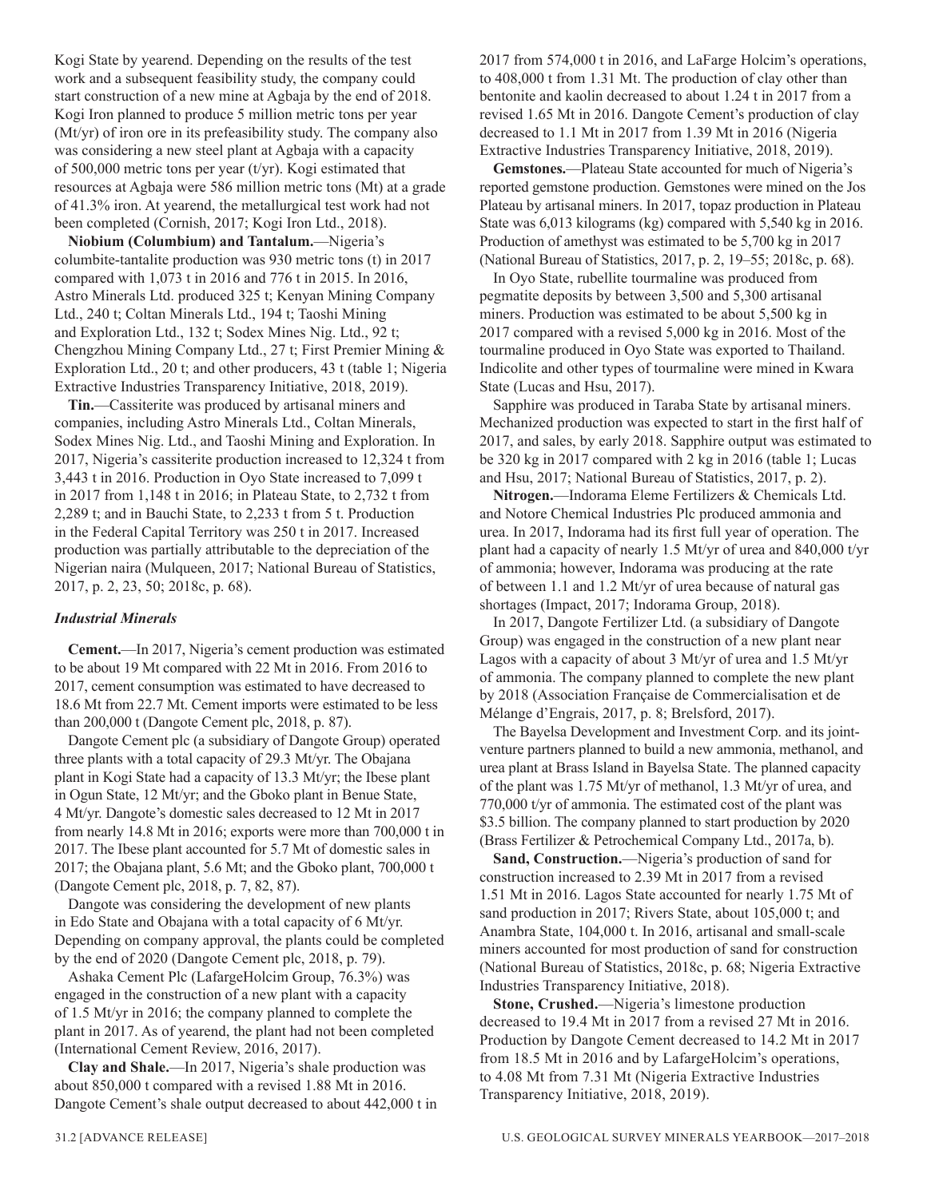Kogi State by yearend. Depending on the results of the test work and a subsequent feasibility study, the company could start construction of a new mine at Agbaja by the end of 2018. Kogi Iron planned to produce 5 million metric tons per year (Mt/yr) of iron ore in its prefeasibility study. The company also was considering a new steel plant at Agbaja with a capacity of 500,000 metric tons per year (t/yr). Kogi estimated that resources at Agbaja were 586 million metric tons (Mt) at a grade of 41.3% iron. At yearend, the metallurgical test work had not been completed (Cornish, 2017; Kogi Iron Ltd., 2018).

**Niobium (Columbium) and Tantalum.**—Nigeria's columbite-tantalite production was 930 metric tons (t) in 2017 compared with 1,073 t in 2016 and 776 t in 2015. In 2016, Astro Minerals Ltd. produced 325 t; Kenyan Mining Company Ltd., 240 t; Coltan Minerals Ltd., 194 t; Taoshi Mining and Exploration Ltd., 132 t; Sodex Mines Nig. Ltd., 92 t; Chengzhou Mining Company Ltd., 27 t; First Premier Mining & Exploration Ltd., 20 t; and other producers, 43 t (table 1; Nigeria Extractive Industries Transparency Initiative, 2018, 2019).

**Tin.**—Cassiterite was produced by artisanal miners and companies, including Astro Minerals Ltd., Coltan Minerals, Sodex Mines Nig. Ltd., and Taoshi Mining and Exploration. In 2017, Nigeria's cassiterite production increased to 12,324 t from 3,443 t in 2016. Production in Oyo State increased to 7,099 t in 2017 from 1,148 t in 2016; in Plateau State, to 2,732 t from 2,289 t; and in Bauchi State, to 2,233 t from 5 t. Production in the Federal Capital Territory was 250 t in 2017. Increased production was partially attributable to the depreciation of the Nigerian naira (Mulqueen, 2017; National Bureau of Statistics, 2017, p. 2, 23, 50; 2018c, p. 68).

### *Industrial Minerals*

**Cement.**—In 2017, Nigeria's cement production was estimated to be about 19 Mt compared with 22 Mt in 2016. From 2016 to 2017, cement consumption was estimated to have decreased to 18.6 Mt from 22.7 Mt. Cement imports were estimated to be less than 200,000 t (Dangote Cement plc, 2018, p. 87).

Dangote Cement plc (a subsidiary of Dangote Group) operated three plants with a total capacity of 29.3 Mt/yr. The Obajana plant in Kogi State had a capacity of 13.3 Mt/yr; the Ibese plant in Ogun State, 12 Mt/yr; and the Gboko plant in Benue State, 4 Mt/yr. Dangote's domestic sales decreased to 12 Mt in 2017 from nearly 14.8 Mt in 2016; exports were more than 700,000 t in 2017. The Ibese plant accounted for 5.7 Mt of domestic sales in 2017; the Obajana plant, 5.6 Mt; and the Gboko plant, 700,000 t (Dangote Cement plc, 2018, p. 7, 82, 87).

Dangote was considering the development of new plants in Edo State and Obajana with a total capacity of 6 Mt/yr. Depending on company approval, the plants could be completed by the end of 2020 (Dangote Cement plc, 2018, p. 79).

Ashaka Cement Plc (LafargeHolcim Group, 76.3%) was engaged in the construction of a new plant with a capacity of 1.5 Mt/yr in 2016; the company planned to complete the plant in 2017. As of yearend, the plant had not been completed (International Cement Review, 2016, 2017).

**Clay and Shale.**—In 2017, Nigeria's shale production was about 850,000 t compared with a revised 1.88 Mt in 2016. Dangote Cement's shale output decreased to about 442,000 t in 2017 from 574,000 t in 2016, and LaFarge Holcim's operations, to 408,000 t from 1.31 Mt. The production of clay other than bentonite and kaolin decreased to about 1.24 t in 2017 from a revised 1.65 Mt in 2016. Dangote Cement's production of clay decreased to 1.1 Mt in 2017 from 1.39 Mt in 2016 (Nigeria Extractive Industries Transparency Initiative, 2018, 2019).

**Gemstones.**—Plateau State accounted for much of Nigeria's reported gemstone production. Gemstones were mined on the Jos Plateau by artisanal miners. In 2017, topaz production in Plateau State was 6,013 kilograms (kg) compared with 5,540 kg in 2016. Production of amethyst was estimated to be 5,700 kg in 2017 (National Bureau of Statistics, 2017, p. 2, 19–55; 2018c, p. 68).

In Oyo State, rubellite tourmaline was produced from pegmatite deposits by between 3,500 and 5,300 artisanal miners. Production was estimated to be about 5,500 kg in 2017 compared with a revised 5,000 kg in 2016. Most of the tourmaline produced in Oyo State was exported to Thailand. Indicolite and other types of tourmaline were mined in Kwara State (Lucas and Hsu, 2017).

Sapphire was produced in Taraba State by artisanal miners. Mechanized production was expected to start in the first half of 2017, and sales, by early 2018. Sapphire output was estimated to be 320 kg in 2017 compared with 2 kg in 2016 (table 1; Lucas and Hsu, 2017; National Bureau of Statistics, 2017, p. 2).

**Nitrogen.**—Indorama Eleme Fertilizers & Chemicals Ltd. and Notore Chemical Industries Plc produced ammonia and urea. In 2017, Indorama had its first full year of operation. The plant had a capacity of nearly 1.5 Mt/yr of urea and 840,000 t/yr of ammonia; however, Indorama was producing at the rate of between 1.1 and 1.2 Mt/yr of urea because of natural gas shortages (Impact, 2017; Indorama Group, 2018).

In 2017, Dangote Fertilizer Ltd. (a subsidiary of Dangote Group) was engaged in the construction of a new plant near Lagos with a capacity of about 3 Mt/yr of urea and 1.5 Mt/yr of ammonia. The company planned to complete the new plant by 2018 (Association Française de Commercialisation et de Mélange d'Engrais, 2017, p. 8; Brelsford, 2017).

The Bayelsa Development and Investment Corp. and its joint-venture partners planned to build a new ammonia, methanol, and urea plant at Brass Island in Bayelsa State. The planned capacity of the plant was 1.75 Mt/yr of methanol, 1.3 Mt/yr of urea, and 770,000 t/yr of ammonia. The estimated cost of the plant was \$3.5 billion. The company planned to start production by 2020 (Brass Fertilizer & Petrochemical Company Ltd., 2017a, b).

**Sand, Construction.**—Nigeria's production of sand for construction increased to 2.39 Mt in 2017 from a revised 1.51 Mt in 2016. Lagos State accounted for nearly 1.75 Mt of sand production in 2017; Rivers State, about 105,000 t; and Anambra State, 104,000 t. In 2016, artisanal and small-scale miners accounted for most production of sand for construction (National Bureau of Statistics, 2018c, p. 68; Nigeria Extractive Industries Transparency Initiative, 2018).

**Stone, Crushed.**—Nigeria's limestone production decreased to 19.4 Mt in 2017 from a revised 27 Mt in 2016. Production by Dangote Cement decreased to 14.2 Mt in 2017 from 18.5 Mt in 2016 and by LafargeHolcim's operations, to 4.08 Mt from 7.31 Mt (Nigeria Extractive Industries Transparency Initiative, 2018, 2019).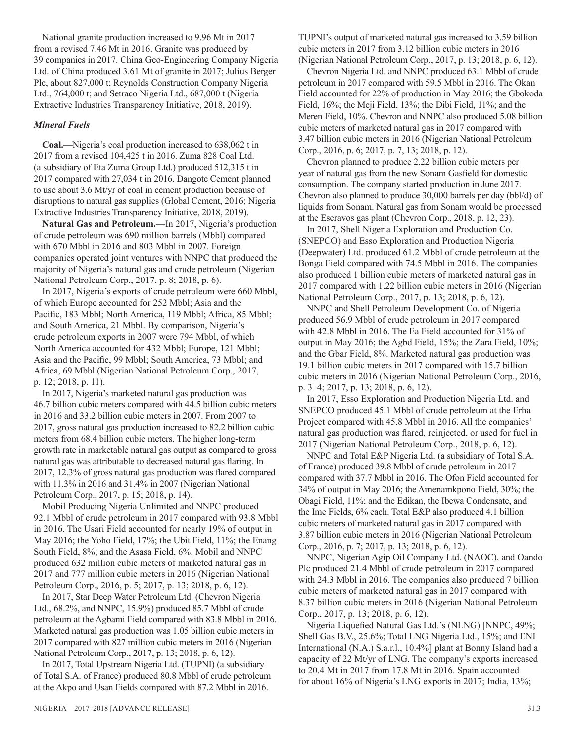National granite production increased to 9.96 Mt in 2017 from a revised 7.46 Mt in 2016. Granite was produced by 39 companies in 2017. China Geo-Engineering Company Nigeria Ltd. of China produced 3.61 Mt of granite in 2017; Julius Berger Plc, about 827,000 t; Reynolds Construction Company Nigeria Ltd., 764,000 t; and Setraco Nigeria Ltd., 687,000 t (Nigeria Extractive Industries Transparency Initiative, 2018, 2019).

### *Mineral Fuels*

**Coal.**—Nigeria's coal production increased to 638,062 t in 2017 from a revised 104,425 t in 2016. Zuma 828 Coal Ltd. (a subsidiary of Eta Zuma Group Ltd.) produced 512,315 t in 2017 compared with 27,034 t in 2016. Dangote Cement planned to use about 3.6 Mt/yr of coal in cement production because of disruptions to natural gas supplies (Global Cement, 2016; Nigeria Extractive Industries Transparency Initiative, 2018, 2019).

**Natural Gas and Petroleum.**—In 2017, Nigeria's production of crude petroleum was 690 million barrels (Mbbl) compared with 670 Mbbl in 2016 and 803 Mbbl in 2007. Foreign companies operated joint ventures with NNPC that produced the majority of Nigeria's natural gas and crude petroleum (Nigerian National Petroleum Corp., 2017, p. 8; 2018, p. 6).

In 2017, Nigeria's exports of crude petroleum were 660 Mbbl, of which Europe accounted for 252 Mbbl; Asia and the Pacific, 183 Mbbl; North America, 119 Mbbl; Africa, 85 Mbbl; and South America, 21 Mbbl. By comparison, Nigeria's crude petroleum exports in 2007 were 794 Mbbl, of which North America accounted for 432 Mbbl; Europe, 121 Mbbl; Asia and the Pacific, 99 Mbbl; South America, 73 Mbbl; and Africa, 69 Mbbl (Nigerian National Petroleum Corp., 2017, p. 12; 2018, p. 11).

In 2017, Nigeria's marketed natural gas production was 46.7 billion cubic meters compared with 44.5 billion cubic meters in 2016 and 33.2 billion cubic meters in 2007. From 2007 to 2017, gross natural gas production increased to 82.2 billion cubic meters from 68.4 billion cubic meters. The higher long-term growth rate in marketable natural gas output as compared to gross natural gas was attributable to decreased natural gas flaring. In 2017, 12.3% of gross natural gas production was flared compared with 11.3% in 2016 and 31.4% in 2007 (Nigerian National Petroleum Corp., 2017, p. 15; 2018, p. 14).

Mobil Producing Nigeria Unlimited and NNPC produced 92.1 Mbbl of crude petroleum in 2017 compared with 93.8 Mbbl in 2016. The Usari Field accounted for nearly 19% of output in May 2016; the Yoho Field, 17%; the Ubit Field, 11%; the Enang South Field, 8%; and the Asasa Field, 6%. Mobil and NNPC produced 632 million cubic meters of marketed natural gas in 2017 and 777 million cubic meters in 2016 (Nigerian National Petroleum Corp., 2016, p. 5; 2017, p. 13; 2018, p. 6, 12).

In 2017, Star Deep Water Petroleum Ltd. (Chevron Nigeria Ltd., 68.2%, and NNPC, 15.9%) produced 85.7 Mbbl of crude petroleum at the Agbami Field compared with 83.8 Mbbl in 2016. Marketed natural gas production was 1.05 billion cubic meters in 2017 compared with 827 million cubic meters in 2016 (Nigerian National Petroleum Corp., 2017, p. 13; 2018, p. 6, 12).

In 2017, Total Upstream Nigeria Ltd. (TUPNI) (a subsidiary of Total S.A. of France) produced 80.8 Mbbl of crude petroleum at the Akpo and Usan Fields compared with 87.2 Mbbl in 2016. TUPNI's output of marketed natural gas increased to 3.59 billion cubic meters in 2017 from 3.12 billion cubic meters in 2016 (Nigerian National Petroleum Corp., 2017, p. 13; 2018, p. 6, 12).

Chevron Nigeria Ltd. and NNPC produced 63.1 Mbbl of crude petroleum in 2017 compared with 59.5 Mbbl in 2016. The Okan Field accounted for 22% of production in May 2016; the Gbokoda Field, 16%; the Meji Field, 13%; the Dibi Field, 11%; and the Meren Field, 10%. Chevron and NNPC also produced 5.08 billion cubic meters of marketed natural gas in 2017 compared with 3.47 billion cubic meters in 2016 (Nigerian National Petroleum Corp., 2016, p. 6; 2017, p. 7, 13; 2018, p. 12).

Chevron planned to produce 2.22 billion cubic meters per year of natural gas from the new Sonam Gasfield for domestic consumption. The company started production in June 2017. Chevron also planned to produce 30,000 barrels per day (bbl/d) of liquids from Sonam. Natural gas from Sonam would be processed at the Escravos gas plant (Chevron Corp., 2018, p. 12, 23).

In 2017, Shell Nigeria Exploration and Production Co. (SNEPCO) and Esso Exploration and Production Nigeria (Deepwater) Ltd. produced 61.2 Mbbl of crude petroleum at the Bonga Field compared with 74.5 Mbbl in 2016. The companies also produced 1 billion cubic meters of marketed natural gas in 2017 compared with 1.22 billion cubic meters in 2016 (Nigerian National Petroleum Corp., 2017, p. 13; 2018, p. 6, 12).

NNPC and Shell Petroleum Development Co. of Nigeria produced 56.9 Mbbl of crude petroleum in 2017 compared with 42.8 Mbbl in 2016. The Ea Field accounted for 31% of output in May 2016; the Agbd Field, 15%; the Zara Field, 10%; and the Gbar Field, 8%. Marketed natural gas production was 19.1 billion cubic meters in 2017 compared with 15.7 billion cubic meters in 2016 (Nigerian National Petroleum Corp., 2016, p. 3–4; 2017, p. 13; 2018, p. 6, 12).

In 2017, Esso Exploration and Production Nigeria Ltd. and SNEPCO produced 45.1 Mbbl of crude petroleum at the Erha Project compared with 45.8 Mbbl in 2016. All the companies' natural gas production was flared, reinjected, or used for fuel in 2017 (Nigerian National Petroleum Corp., 2018, p. 6, 12).

NNPC and Total E&P Nigeria Ltd. (a subsidiary of Total S.A. of France) produced 39.8 Mbbl of crude petroleum in 2017 compared with 37.7 Mbbl in 2016. The Ofon Field accounted for 34% of output in May 2016; the Amenamkpono Field, 30%; the Obagi Field, 11%; and the Edikan, the Ibewa Condensate, and the Ime Fields, 6% each. Total E&P also produced 4.1 billion cubic meters of marketed natural gas in 2017 compared with 3.87 billion cubic meters in 2016 (Nigerian National Petroleum Corp., 2016, p. 7; 2017, p. 13; 2018, p. 6, 12).

NNPC, Nigerian Agip Oil Company Ltd. (NAOC), and Oando Plc produced 21.4 Mbbl of crude petroleum in 2017 compared with 24.3 Mbbl in 2016. The companies also produced 7 billion cubic meters of marketed natural gas in 2017 compared with 8.37 billion cubic meters in 2016 (Nigerian National Petroleum Corp., 2017, p. 13; 2018, p. 6, 12).

Nigeria Liquefied Natural Gas Ltd.'s (NLNG) [NNPC, 49%; Shell Gas B.V., 25.6%; Total LNG Nigeria Ltd., 15%; and ENI International (N.A.) S.a.r.l., 10.4%] plant at Bonny Island had a capacity of 22 Mt/yr of LNG. The company's exports increased to 20.4 Mt in 2017 from 17.8 Mt in 2016. Spain accounted for about 16% of Nigeria's LNG exports in 2017; India, 13%;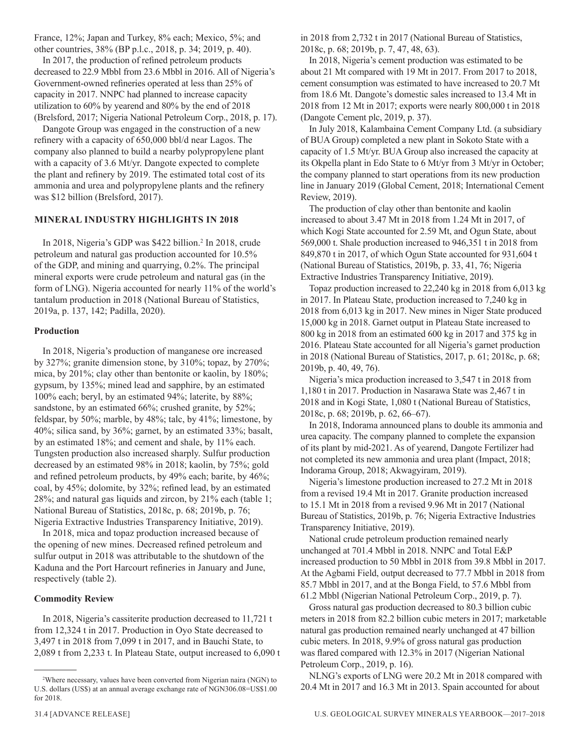France, 12%; Japan and Turkey, 8% each; Mexico, 5%; and other countries, 38% (BP p.l.c., 2018, p. 34; 2019, p. 40).

In 2017, the production of refined petroleum products decreased to 22.9 Mbbl from 23.6 Mbbl in 2016. All of Nigeria's Government-owned refineries operated at less than 25% of capacity in 2017. NNPC had planned to increase capacity utilization to 60% by yearend and 80% by the end of 2018 (Brelsford, 2017; Nigeria National Petroleum Corp., 2018, p. 17).

Dangote Group was engaged in the construction of a new refinery with a capacity of 650,000 bbl/d near Lagos. The company also planned to build a nearby polypropylene plant with a capacity of 3.6 Mt/yr. Dangote expected to complete the plant and refinery by 2019. The estimated total cost of its ammonia and urea and polypropylene plants and the refinery was $12 billion (Brelsford, 2017).

## MINERAL INDUSTRY HIGHLIGHTS IN 2018

In 2018, Nigeria's GDP was $422 billion.[2] In 2018, crude petroleum and natural gas production accounted for 10.5% of the GDP, and mining and quarrying, 0.2%. The principal mineral exports were crude petroleum and natural gas (in the form of LNG). Nigeria accounted for nearly 11% of the world's tantalum production in 2018 (National Bureau of Statistics, 2019a, p. 137, 142; Padilla, 2020).

### Production

In 2018, Nigeria's production of manganese ore increased by 327%; granite dimension stone, by 310%; topaz, by 270%; mica, by 201%; clay other than bentonite or kaolin, by 180%; gypsum, by 135%; mined lead and sapphire, by an estimated 100% each; beryl, by an estimated 94%; laterite, by 88%; sandstone, by an estimated 66%; crushed granite, by 52%; feldspar, by 50%; marble, by 48%; talc, by 41%; limestone, by 40%; silica sand, by 36%; garnet, by an estimated 33%; basalt, by an estimated 18%; and cement and shale, by 11% each. Tungsten production also increased sharply. Sulfur production decreased by an estimated 98% in 2018; kaolin, by 75%; gold and refined petroleum products, by 49% each; barite, by 46%; coal, by 45%; dolomite, by 32%; refined lead, by an estimated 28%; and natural gas liquids and zircon, by 21% each (table 1; National Bureau of Statistics, 2018c, p. 68; 2019b, p. 76; Nigeria Extractive Industries Transparency Initiative, 2019).

In 2018, mica and topaz production increased because of the opening of new mines. Decreased refined petroleum and sulfur output in 2018 was attributable to the shutdown of the Kaduna and the Port Harcourt refineries in January and June, respectively (table 2).

### Commodity Review

In 2018, Nigeria's cassiterite production decreased to 11,721 t from 12,324 t in 2017. Production in Oyo State decreased to 3,497 t in 2018 from 7,099 t in 2017, and in Bauchi State, to 2,089 t from 2,233 t. In Plateau State, output increased to 6,090 t in 2018 from 2,732 t in 2017 (National Bureau of Statistics, 2018c, p. 68; 2019b, p. 7, 47, 48, 63).

In 2018, Nigeria's cement production was estimated to be about 21 Mt compared with 19 Mt in 2017. From 2017 to 2018, cement consumption was estimated to have increased to 20.7 Mt from 18.6 Mt. Dangote's domestic sales increased to 13.4 Mt in 2018 from 12 Mt in 2017; exports were nearly 800,000 t in 2018 (Dangote Cement plc, 2019, p. 37).

In July 2018, Kalambaina Cement Company Ltd. (a subsidiary of BUA Group) completed a new plant in Sokoto State with a capacity of 1.5 Mt/yr. BUA Group also increased the capacity at its Okpella plant in Edo State to 6 Mt/yr from 3 Mt/yr in October; the company planned to start operations from its new production line in January 2019 (Global Cement, 2018; International Cement Review, 2019).

The production of clay other than bentonite and kaolin increased to about 3.47 Mt in 2018 from 1.24 Mt in 2017, of which Kogi State accounted for 2.59 Mt, and Ogun State, about 569,000 t. Shale production increased to 946,351 t in 2018 from 849,870 t in 2017, of which Ogun State accounted for 931,604 t (National Bureau of Statistics, 2019b, p. 33, 41, 76; Nigeria Extractive Industries Transparency Initiative, 2019).

Topaz production increased to 22,240 kg in 2018 from 6,013 kg in 2017. In Plateau State, production increased to 7,240 kg in 2018 from 6,013 kg in 2017. New mines in Niger State produced 15,000 kg in 2018. Garnet output in Plateau State increased to 800 kg in 2018 from an estimated 600 kg in 2017 and 375 kg in 2016. Plateau State accounted for all Nigeria's garnet production in 2018 (National Bureau of Statistics, 2017, p. 61; 2018c, p. 68; 2019b, p. 40, 49, 76).

Nigeria's mica production increased to 3,547 t in 2018 from 1,180 t in 2017. Production in Nasarawa State was 2,467 t in 2018 and in Kogi State, 1,080 t (National Bureau of Statistics, 2018c, p. 68; 2019b, p. 62, 66–67).

In 2018, Indorama announced plans to double its ammonia and urea capacity. The company planned to complete the expansion of its plant by mid-2021. As of yearend, Dangote Fertilizer had not completed its new ammonia and urea plant (Impact, 2018; Indorama Group, 2018; Akwagyiram, 2019).

Nigeria's limestone production increased to 27.2 Mt in 2018 from a revised 19.4 Mt in 2017. Granite production increased to 15.1 Mt in 2018 from a revised 9.96 Mt in 2017 (National Bureau of Statistics, 2019b, p. 76; Nigeria Extractive Industries Transparency Initiative, 2019).

National crude petroleum production remained nearly unchanged at 701.4 Mbbl in 2018. NNPC and Total E&P increased production to 50 Mbbl in 2018 from 39.8 Mbbl in 2017. At the Agbami Field, output decreased to 77.7 Mbbl in 2018 from 85.7 Mbbl in 2017, and at the Bonga Field, to 57.6 Mbbl from 61.2 Mbbl (Nigerian National Petroleum Corp., 2019, p. 7).

Gross natural gas production decreased to 80.3 billion cubic meters in 2018 from 82.2 billion cubic meters in 2017; marketable natural gas production remained nearly unchanged at 47 billion cubic meters. In 2018, 9.9% of gross natural gas production was flared compared with 12.3% in 2017 (Nigerian National Petroleum Corp., 2019, p. 16).

NLNG's exports of LNG were 20.2 Mt in 2018 compared with 20.4 Mt in 2017 and 16.3 Mt in 2013. Spain accounted for about

---

[2]Where necessary, values have been converted from Nigerian naira (NGN) to U.S. dollars (US$) at an annual average exchange rate of NGN306.08=US$1.00 for 2018.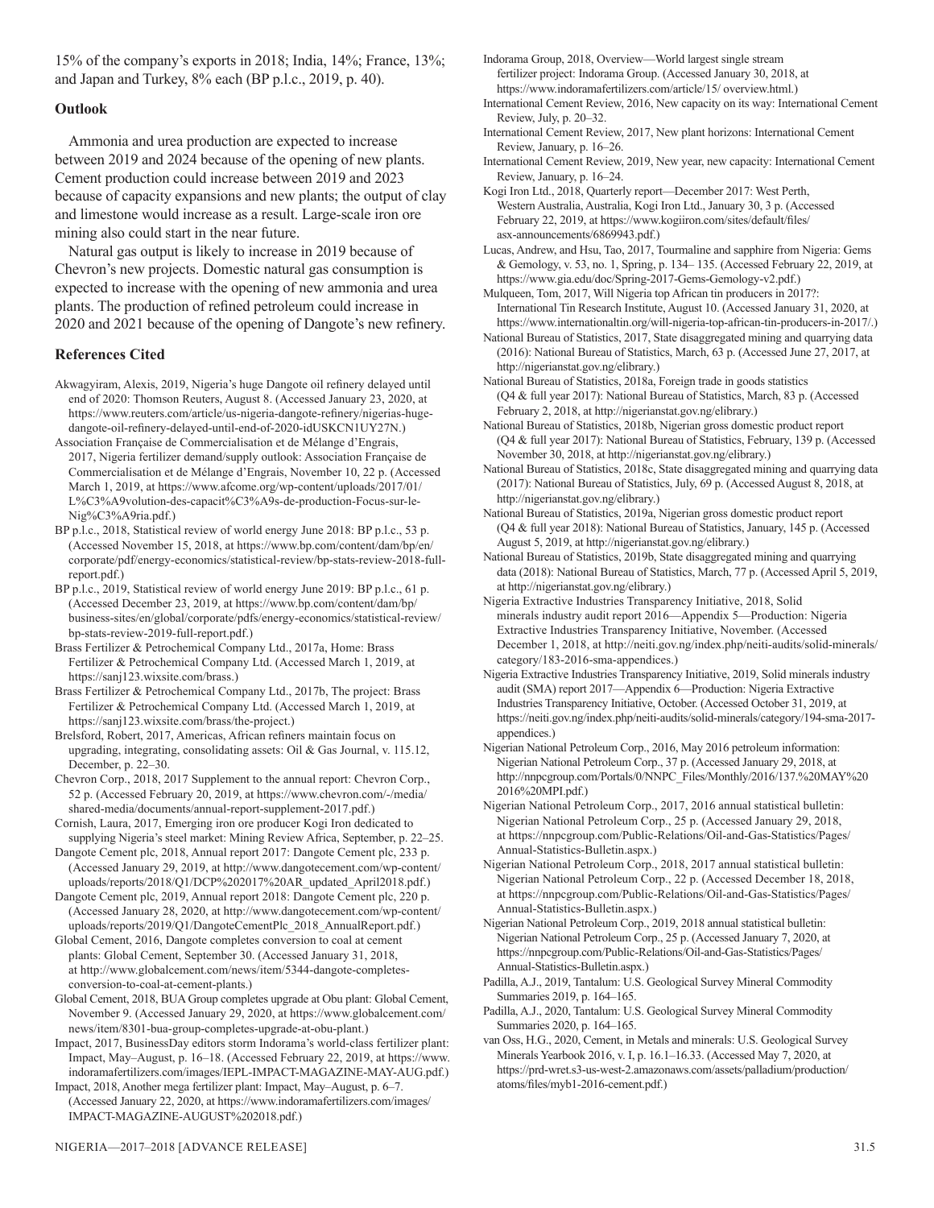15% of the company's exports in 2018; India, 14%; France, 13%; and Japan and Turkey, 8% each (BP p.l.c., 2019, p. 40).

### Outlook

Ammonia and urea production are expected to increase between 2019 and 2024 because of the opening of new plants. Cement production could increase between 2019 and 2023 because of capacity expansions and new plants; the output of clay and limestone would increase as a result. Large-scale iron ore mining also could start in the near future.

Natural gas output is likely to increase in 2019 because of Chevron's new projects. Domestic natural gas consumption is expected to increase with the opening of new ammonia and urea plants. The production of refined petroleum could increase in 2020 and 2021 because of the opening of Dangote's new refinery.

### References Cited

Akwagyiram, Alexis, 2019, Nigeria's huge Dangote oil refinery delayed until end of 2020: Thomson Reuters, August 8. (Accessed January 23, 2020, at https://www.reuters.com/article/us-nigeria-dangote-refinery/nigerias-huge-dangote-oil-refinery-delayed-until-end-of-2020-idUSKCN1UY27N.)

Association Française de Commercialisation et de Mélange d'Engrais, 2017, Nigeria fertilizer demand/supply outlook: Association Française de Commercialisation et de Mélange d'Engrais, November 10, 22 p. (Accessed March 1, 2019, at https://www.afcome.org/wp-content/uploads/2017/01/L%C3%A9volution-des-capacit%C3%A9s-de-production-Focus-sur-le-Nig%C3%A9ria.pdf.)

BP p.l.c., 2018, Statistical review of world energy June 2018: BP p.l.c., 53 p. (Accessed November 15, 2018, at https://www.bp.com/content/dam/bp/en/corporate/pdf/energy-economics/statistical-review/bp-stats-review-2018-full-report.pdf.)

BP p.l.c., 2019, Statistical review of world energy June 2019: BP p.l.c., 61 p. (Accessed December 23, 2019, at https://www.bp.com/content/dam/bp/business-sites/en/global/corporate/pdfs/energy-economics/statistical-review/bp-stats-review-2019-full-report.pdf.)

Brass Fertilizer & Petrochemical Company Ltd., 2017a, Home: Brass Fertilizer & Petrochemical Company Ltd. (Accessed March 1, 2019, at https://sanj123.wixsite.com/brass.)

Brass Fertilizer & Petrochemical Company Ltd., 2017b, The project: Brass Fertilizer & Petrochemical Company Ltd. (Accessed March 1, 2019, at https://sanj123.wixsite.com/brass/the-project.)

Brelsford, Robert, 2017, Americas, African refiners maintain focus on upgrading, integrating, consolidating assets: Oil & Gas Journal, v. 115.12, December, p. 22–30.

Chevron Corp., 2018, 2017 Supplement to the annual report: Chevron Corp., 52 p. (Accessed February 20, 2019, at https://www.chevron.com/-/media/shared-media/documents/annual-report-supplement-2017.pdf.)

Cornish, Laura, 2017, Emerging iron ore producer Kogi Iron dedicated to supplying Nigeria's steel market: Mining Review Africa, September, p. 22–25.

Dangote Cement plc, 2018, Annual report 2017: Dangote Cement plc, 233 p. (Accessed January 29, 2019, at http://www.dangotecement.com/wp-content/uploads/reports/2018/Q1/DCP%202017%20AR_updated_April2018.pdf.)

Dangote Cement plc, 2019, Annual report 2018: Dangote Cement plc, 220 p. (Accessed January 28, 2020, at http://www.dangotecement.com/wp-content/uploads/reports/2019/Q1/DangoteCementPlc_2018_AnnualReport.pdf.)

Global Cement, 2016, Dangote completes conversion to coal at cement plants: Global Cement, September 30. (Accessed January 31, 2018, at http://www.globalcement.com/news/item/5344-dangote-completes-conversion-to-coal-at-cement-plants.)

Global Cement, 2018, BUA Group completes upgrade at Obu plant: Global Cement, November 9. (Accessed January 29, 2020, at https://www.globalcement.com/news/item/8301-bua-group-completes-upgrade-at-obu-plant.)

Impact, 2017, BusinessDay editors storm Indorama's world-class fertilizer plant: Impact, May–August, p. 16–18. (Accessed February 22, 2019, at https://www.indoramafertilizers.com/images/IEPL-IMPACT-MAGAZINE-MAY-AUG.pdf.)

Impact, 2018, Another mega fertilizer plant: Impact, May–August, p. 6–7. (Accessed January 22, 2020, at https://www.indoramafertilizers.com/images/IMPACT-MAGAZINE-AUGUST%202018.pdf.)

Indorama Group, 2018, Overview—World largest single stream fertilizer project: Indorama Group. (Accessed January 30, 2018, at https://www.indoramafertilizers.com/article/15/ overview.html.)

International Cement Review, 2016, New capacity on its way: International Cement Review, July, p. 20–32.

International Cement Review, 2017, New plant horizons: International Cement Review, January, p. 16–26.

International Cement Review, 2019, New year, new capacity: International Cement Review, January, p. 16–24.

Kogi Iron Ltd., 2018, Quarterly report—December 2017: West Perth, Western Australia, Australia, Kogi Iron Ltd., January 30, 3 p. (Accessed February 22, 2019, at https://www.kogiiron.com/sites/default/files/asx-announcements/6869943.pdf.)

Lucas, Andrew, and Hsu, Tao, 2017, Tourmaline and sapphire from Nigeria: Gems & Gemology, v. 53, no. 1, Spring, p. 134– 135. (Accessed February 22, 2019, at https://www.gia.edu/doc/Spring-2017-Gems-Gemology-v2.pdf.)

Mulqueen, Tom, 2017, Will Nigeria top African tin producers in 2017?: International Tin Research Institute, August 10. (Accessed January 31, 2020, at https://www.internationaltin.org/will-nigeria-top-african-tin-producers-in-2017/.)

National Bureau of Statistics, 2017, State disaggregated mining and quarrying data (2016): National Bureau of Statistics, March, 63 p. (Accessed June 27, 2017, at http://nigerianstat.gov.ng/elibrary.)

National Bureau of Statistics, 2018a, Foreign trade in goods statistics (Q4 & full year 2017): National Bureau of Statistics, March, 83 p. (Accessed February 2, 2018, at http://nigerianstat.gov.ng/elibrary.)

National Bureau of Statistics, 2018b, Nigerian gross domestic product report (Q4 & full year 2017): National Bureau of Statistics, February, 139 p. (Accessed November 30, 2018, at http://nigerianstat.gov.ng/elibrary.)

National Bureau of Statistics, 2018c, State disaggregated mining and quarrying data (2017): National Bureau of Statistics, July, 69 p. (Accessed August 8, 2018, at http://nigerianstat.gov.ng/elibrary.)

National Bureau of Statistics, 2019a, Nigerian gross domestic product report (Q4 & full year 2018): National Bureau of Statistics, January, 145 p. (Accessed August 5, 2019, at http://nigerianstat.gov.ng/elibrary.)

National Bureau of Statistics, 2019b, State disaggregated mining and quarrying data (2018): National Bureau of Statistics, March, 77 p. (Accessed April 5, 2019, at http://nigerianstat.gov.ng/elibrary.)

Nigeria Extractive Industries Transparency Initiative, 2018, Solid minerals industry audit report 2016—Appendix 5—Production: Nigeria Extractive Industries Transparency Initiative, November. (Accessed December 1, 2018, at http://neiti.gov.ng/index.php/neiti-audits/solid-minerals/category/183-2016-sma-appendices.)

Nigeria Extractive Industries Transparency Initiative, 2019, Solid minerals industry audit (SMA) report 2017—Appendix 6—Production: Nigeria Extractive Industries Transparency Initiative, October. (Accessed October 31, 2019, at https://neiti.gov.ng/index.php/neiti-audits/solid-minerals/category/194-sma-2017-appendices.)

Nigerian National Petroleum Corp., 2016, May 2016 petroleum information: Nigerian National Petroleum Corp., 37 p. (Accessed January 29, 2018, at http://nnpcgroup.com/Portals/0/NNPC_Files/Monthly/2016/137.%20MAY%202016%20MPI.pdf.)

Nigerian National Petroleum Corp., 2017, 2016 annual statistical bulletin: Nigerian National Petroleum Corp., 25 p. (Accessed January 29, 2018, at https://nnpcgroup.com/Public-Relations/Oil-and-Gas-Statistics/Pages/Annual-Statistics-Bulletin.aspx.)

Nigerian National Petroleum Corp., 2018, 2017 annual statistical bulletin: Nigerian National Petroleum Corp., 22 p. (Accessed December 18, 2018, at https://nnpcgroup.com/Public-Relations/Oil-and-Gas-Statistics/Pages/Annual-Statistics-Bulletin.aspx.)

Nigerian National Petroleum Corp., 2019, 2018 annual statistical bulletin: Nigerian National Petroleum Corp., 25 p. (Accessed January 7, 2020, at https://nnpcgroup.com/Public-Relations/Oil-and-Gas-Statistics/Pages/Annual-Statistics-Bulletin.aspx.)

Padilla, A.J., 2019, Tantalum: U.S. Geological Survey Mineral Commodity Summaries 2019, p. 164–165.

Padilla, A.J., 2020, Tantalum: U.S. Geological Survey Mineral Commodity Summaries 2020, p. 164–165.

van Oss, H.G., 2020, Cement, in Metals and minerals: U.S. Geological Survey Minerals Yearbook 2016, v. I, p. 16.1–16.33. (Accessed May 7, 2020, at https://prd-wret.s3-us-west-2.amazonaws.com/assets/palladium/production/atoms/files/myb1-2016-cement.pdf.)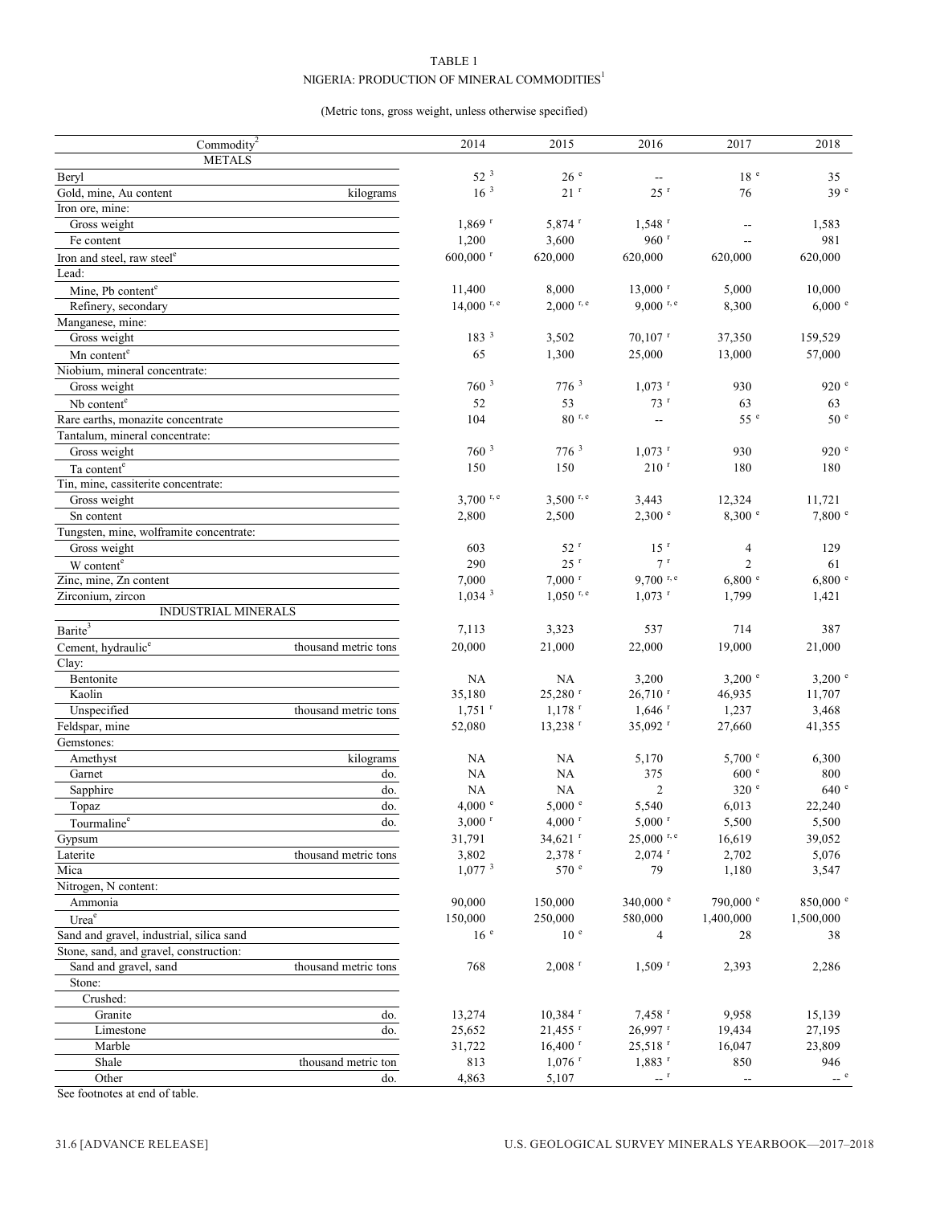TABLE 1

NIGERIA: PRODUCTION OF MINERAL COMMODITIES[1]

(Metric tons, gross weight, unless otherwise specified)

| Commodity[2] | | 2014 | 2015 | 2016 | 2017 | 2018 |
|---|---|---|---|---|---|---|
| METALS | | | | | | |
| Beryl | | 52 [3] | 26 [e] | -- | 18 [e] | 35 |
| Gold, mine, Au content | kilograms | 16 [3] | 21 [r] | 25 [r] | 76 | 39 [e] |
| Iron ore, mine: | | | | | | |
| Gross weight | | 1,869 [r] | 5,874 [r] | 1,548 [r] | -- | 1,583 |
| Fe content | | 1,200 | 3,600 | 960 [r] | -- | 981 |
| Iron and steel, raw steel[e] | | 600,000 [r] | 620,000 | 620,000 | 620,000 | 620,000 |
| Lead: | | | | | | |
| Mine, Pb content[e] | | 11,400 | 8,000 | 13,000 [r] | 5,000 | 10,000 |
| Refinery, secondary | | 14,000 [r, e] | 2,000 [r, e] | 9,000 [r, e] | 8,300 | 6,000 [e] |
| Manganese, mine: | | | | | | |
| Gross weight | | 183 [3] | 3,502 | 70,107 [r] | 37,350 | 159,529 |
| Mn content[e] | | 65 | 1,300 | 25,000 | 13,000 | 57,000 |
| Niobium, mineral concentrate: | | | | | | |
| Gross weight | | 760 [3] | 776 [3] | 1,073 [r] | 930 | 920 [e] |
| Nb content[e] | | 52 | 53 | 73 [r] | 63 | 63 |
| Rare earths, monazite concentrate | | 104 | 80 [r, e] | -- | 55 [e] | 50 [e] |
| Tantalum, mineral concentrate: | | | | | | |
| Gross weight | | 760 [3] | 776 [3] | 1,073 [r] | 930 | 920 [e] |
| Ta content[e] | | 150 | 150 | 210 [r] | 180 | 180 |
| Tin, mine, cassiterite concentrate: | | | | | | |
| Gross weight | | 3,700 [r, e] | 3,500 [r, e] | 3,443 | 12,324 | 11,721 |
| Sn content | | 2,800 | 2,500 | 2,300 [e] | 8,300 [e] | 7,800 [e] |
| Tungsten, mine, wolframite concentrate: | | | | | | |
| Gross weight | | 603 | 52 [r] | 15 [r] | 4 | 129 |
| W content[e] | | 290 | 25 [r] | 7 [r] | 2 | 61 |
| Zinc, mine, Zn content | | 7,000 | 7,000 [r] | 9,700 [r, e] | 6,800 [e] | 6,800 [e] |
| Zirconium, zircon | | 1,034 [3] | 1,050 [r, e] | 1,073 [r] | 1,799 | 1,421 |
| INDUSTRIAL MINERALS | | | | | | |
| Barite[3] | | 7,113 | 3,323 | 537 | 714 | 387 |
| Cement, hydraulic[e] | thousand metric tons | 20,000 | 21,000 | 22,000 | 19,000 | 21,000 |
| Clay: | | | | | | |
| Bentonite | | NA | NA | 3,200 | 3,200 [e] | 3,200 [e] |
| Kaolin | | 35,180 | 25,280 [r] | 26,710 [r] | 46,935 | 11,707 |
| Unspecified | thousand metric tons | 1,751 [r] | 1,178 [r] | 1,646 [r] | 1,237 | 3,468 |
| Feldspar, mine | | 52,080 | 13,238 [r] | 35,092 [r] | 27,660 | 41,355 |
| Gemstones: | | | | | | |
| Amethyst | kilograms | NA | NA | 5,170 | 5,700 [e] | 6,300 |
| Garnet | do. | NA | NA | 375 | 600 [e] | 800 |
| Sapphire | do. | NA | NA | 2 | 320 [e] | 640 [e] |
| Topaz | do. | 4,000 [e] | 5,000 [e] | 5,540 | 6,013 | 22,240 |
| Tourmaline[e] | do. | 3,000 [r] | 4,000 [r] | 5,000 [r] | 5,500 | 5,500 |
| Gypsum | | 31,791 | 34,621 [r] | 25,000 [r, e] | 16,619 | 39,052 |
| Laterite | thousand metric tons | 3,802 | 2,378 [r] | 2,074 [r] | 2,702 | 5,076 |
| Mica | | 1,077 [3] | 570 [e] | 79 | 1,180 | 3,547 |
| Nitrogen, N content: | | | | | | |
| Ammonia | | 90,000 | 150,000 | 340,000 [e] | 790,000 [e] | 850,000 [e] |
| Urea[e] | | 150,000 | 250,000 | 580,000 | 1,400,000 | 1,500,000 |
| Sand and gravel, industrial, silica sand | | 16 [e] | 10 [e] | 4 | 28 | 38 |
| Stone, sand, and gravel, construction: | | | | | | |
| Sand and gravel, sand | thousand metric tons | 768 | 2,008 [r] | 1,509 [r] | 2,393 | 2,286 |
| Stone: | | | | | | |
| Crushed: | | | | | | |
| Granite | do. | 13,274 | 10,384 [r] | 7,458 [r] | 9,958 | 15,139 |
| Limestone | do. | 25,652 | 21,455 [r] | 26,997 [r] | 19,434 | 27,195 |
| Marble | | 31,722 | 16,400 [r] | 25,518 [r] | 16,047 | 23,809 |
| Shale | thousand metric ton | 813 | 1,076 [r] | 1,883 [r] | 850 | 946 |
| Other | do. | 4,863 | 5,107 | -- [r] | -- | -- [e] |

See footnotes at end of table.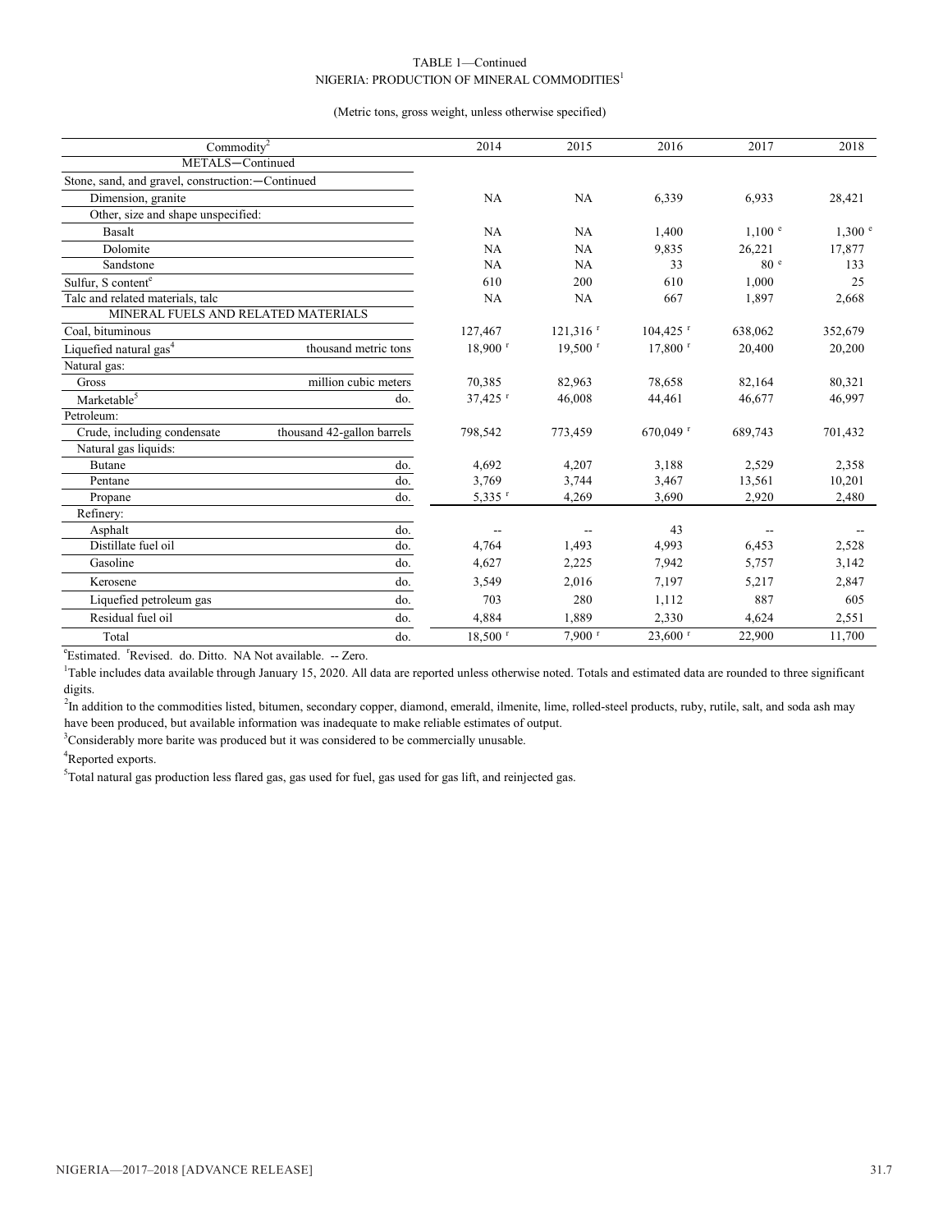TABLE 1—Continued
NIGERIA: PRODUCTION OF MINERAL COMMODITIES[1]

(Metric tons, gross weight, unless otherwise specified)

| Commodity[2] | | 2014 | 2015 | 2016 | 2017 | 2018 |
|---|---|---|---|---|---|---|
| METALS—Continued | | | | | | |
| Stone, sand, and gravel, construction:—Continued | | | | | | |
| Dimension, granite | | NA | NA | 6,339 | 6,933 | 28,421 |
| Other, size and shape unspecified: | | | | | | |
| Basalt | | NA | NA | 1,400 | 1,100 e | 1,300 e |
| Dolomite | | NA | NA | 9,835 | 26,221 | 17,877 |
| Sandstone | | NA | NA | 33 | 80 e | 133 |
| Sulfur, S content[e] | | 610 | 200 | 610 | 1,000 | 25 |
| Talc and related materials, talc | | NA | NA | 667 | 1,897 | 2,668 |
| MINERAL FUELS AND RELATED MATERIALS | | | | | | |
| Coal, bituminous | | 127,467 | 121,316 r | 104,425 r | 638,062 | 352,679 |
| Liquefied natural gas[4] | thousand metric tons | 18,900 r | 19,500 r | 17,800 r | 20,400 | 20,200 |
| Natural gas: | | | | | | |
| Gross | million cubic meters | 70,385 | 82,963 | 78,658 | 82,164 | 80,321 |
| Marketable[5] | do. | 37,425 r | 46,008 | 44,461 | 46,677 | 46,997 |
| Petroleum: | | | | | | |
| Crude, including condensate | thousand 42-gallon barrels | 798,542 | 773,459 | 670,049 r | 689,743 | 701,432 |
| Natural gas liquids: | | | | | | |
| Butane | do. | 4,692 | 4,207 | 3,188 | 2,529 | 2,358 |
| Pentane | do. | 3,769 | 3,744 | 3,467 | 13,561 | 10,201 |
| Propane | do. | 5,335 r | 4,269 | 3,690 | 2,920 | 2,480 |
| Refinery: | | | | | | |
| Asphalt | do. | -- | -- | 43 | -- | -- |
| Distillate fuel oil | do. | 4,764 | 1,493 | 4,993 | 6,453 | 2,528 |
| Gasoline | do. | 4,627 | 2,225 | 7,942 | 5,757 | 3,142 |
| Kerosene | do. | 3,549 | 2,016 | 7,197 | 5,217 | 2,847 |
| Liquefied petroleum gas | do. | 703 | 280 | 1,112 | 887 | 605 |
| Residual fuel oil | do. | 4,884 | 1,889 | 2,330 | 4,624 | 2,551 |
| Total | do. | 18,500 r | 7,900 r | 23,600 r | 22,900 | 11,700 |

[e]Estimated. [r]Revised. do. Ditto. NA Not available. -- Zero.

[1]Table includes data available through January 15, 2020. All data are reported unless otherwise noted. Totals and estimated data are rounded to three significant digits.

[2]In addition to the commodities listed, bitumen, secondary copper, diamond, emerald, ilmenite, lime, rolled-steel products, ruby, rutile, salt, and soda ash may have been produced, but available information was inadequate to make reliable estimates of output.

[3]Considerably more barite was produced but it was considered to be commercially unusable.

[4]Reported exports.

[5]Total natural gas production less flared gas, gas used for fuel, gas used for gas lift, and reinjected gas.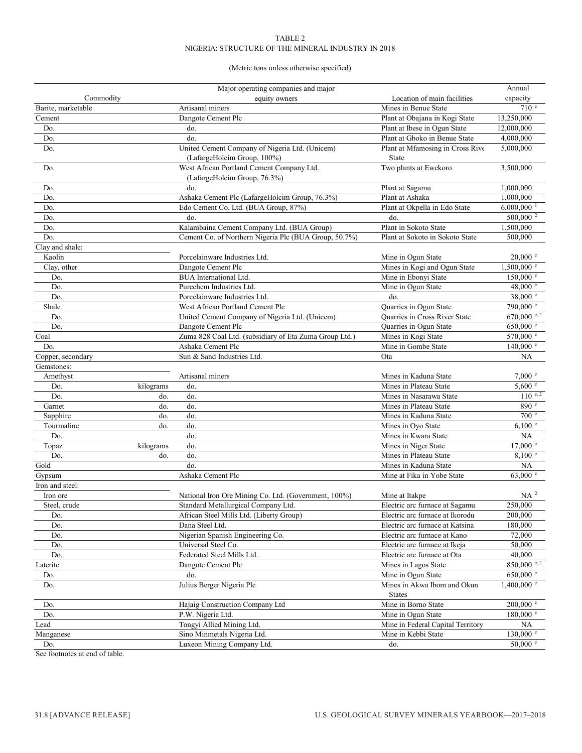TABLE 2
NIGERIA: STRUCTURE OF THE MINERAL INDUSTRY IN 2018

(Metric tons unless otherwise specified)

| Commodity | | Major operating companies and major equity owners | Location of main facilities | Annual capacity |
|---|---|---|---|---|
| Barite, marketable | | Artisanal miners | Mines in Benue State | 710 e |
| Cement | | Dangote Cement Plc | Plant at Obajana in Kogi State | 13,250,000 |
| Do. | | do. | Plant at Ibese in Ogun State | 12,000,000 |
| Do. | | do. | Plant at Gboko in Benue State | 4,000,000 |
| Do. | | United Cement Company of Nigeria Ltd. (Unicem) (LafargeHolcim Group, 100%) | Plant at Mfamosing in Cross River State | 5,000,000 |
| Do. | | West African Portland Cement Company Ltd. (LafargeHolcim Group, 76.3%) | Two plants at Ewekoro | 3,500,000 |
| Do. | | do. | Plant at Sagamu | 1,000,000 |
| Do. | | Ashaka Cement Plc (LafargeHolcim Group, 76.3%) | Plant at Ashaka | 1,000,000 |
| Do. | | Edo Cement Co. Ltd. (BUA Group, 87%) | Plant at Okpella in Edo State | 6,000,000 [1] |
| Do. | | do. | do. | 500,000 [2] |
| Do. | | Kalambaina Cement Company Ltd. (BUA Group) | Plant in Sokoto State | 1,500,000 |
| Do. | | Cement Co. of Northern Nigeria Plc (BUA Group, 50.7%) | Plant at Sokoto in Sokoto State | 500,000 |
| Clay and shale: | | | | |
| Kaolin | | Porcelainware Industries Ltd. | Mine in Ogun State | 20,000 e |
| Clay, other | | Dangote Cement Plc | Mines in Kogi and Ogun State | 1,500,000 e |
| Do. | | BUA International Ltd. | Mine in Ebonyi State | 150,000 e |
| Do. | | Purechem Industries Ltd. | Mine in Ogun State | 48,000 e |
| Do. | | Porcelainware Industries Ltd. | do. | 38,000 e |
| Shale | | West African Portland Cement Plc | Quarries in Ogun State | 790,000 e |
| Do. | | United Cement Company of Nigeria Ltd. (Unicem) | Quarries in Cross River State | 670,000 e, 2 |
| Do. | | Dangote Cement Plc | Quarries in Ogun State | 650,000 e |
| Coal | | Zuma 828 Coal Ltd. (subsidiary of Eta Zuma Group Ltd.) | Mines in Kogi State | 570,000 e |
| Do. | | Ashaka Cement Plc | Mine in Gombe State | 140,000 e |
| Copper, secondary | | Sun & Sand Industries Ltd. | Ota | NA |
| Gemstones: | | | | |
| Amethyst | | Artisanal miners | Mines in Kaduna State | 7,000 e |
| Do. | kilograms | do. | Mines in Plateau State | 5,600 e |
| Do. | do. | do. | Mines in Nasarawa State | 110 e, 2 |
| Garnet | do. | do. | Mines in Plateau State | 890 e |
| Sapphire | do. | do. | Mines in Kaduna State | 700 e |
| Tourmaline | do. | do. | Mines in Oyo State | 6,100 e |
| Do. | | do. | Mines in Kwara State | NA |
| Topaz | kilograms | do. | Mines in Niger State | 17,000 e |
| Do. | do. | do. | Mines in Plateau State | 8,100 e |
| Gold | | do. | Mines in Kaduna State | NA |
| Gypsum | | Ashaka Cement Plc | Mine at Fika in Yobe State | 63,000 e |
| Iron and steel: | | | | |
| Iron ore | | National Iron Ore Mining Co. Ltd. (Government, 100%) | Mine at Itakpe | NA [2] |
| Steel, crude | | Standard Metallurgical Company Ltd. | Electric arc furnace at Sagamu | 250,000 |
| Do. | | African Steel Mills Ltd. (Liberty Group) | Electric arc furnace at Ikorodu | 200,000 |
| Do. | | Dana Steel Ltd. | Electric arc furnace at Katsina | 180,000 |
| Do. | | Nigerian Spanish Engineering Co. | Electric arc furnace at Kano | 72,000 |
| Do. | | Universal Steel Co. | Electric arc furnace at Ikeja | 50,000 |
| Do. | | Federated Steel Mills Ltd. | Electric arc furnace at Ota | 40,000 |
| Laterite | | Dangote Cement Plc | Mines in Lagos State | 850,000 e, 2 |
| Do. | | do. | Mine in Ogun State | 650,000 e |
| Do. | | Julius Berger Nigeria Plc | Mines in Akwa Ibom and Okun States | 1,400,000 e |
| Do. | | Hajaig Construction Company Ltd | Mine in Borno State | 200,000 e |
| Do. | | P.W. Nigeria Ltd. | Mine in Ogun State | 180,000 e |
| Lead | | Tongyi Allied Mining Ltd. | Mine in Federal Capital Territory | NA |
| Manganese | | Sino Minmetals Nigeria Ltd. | Mine in Kebbi State | 130,000 e |
| Do. | | Luxeon Mining Company Ltd. | do. | 50,000 e |

See footnotes at end of table.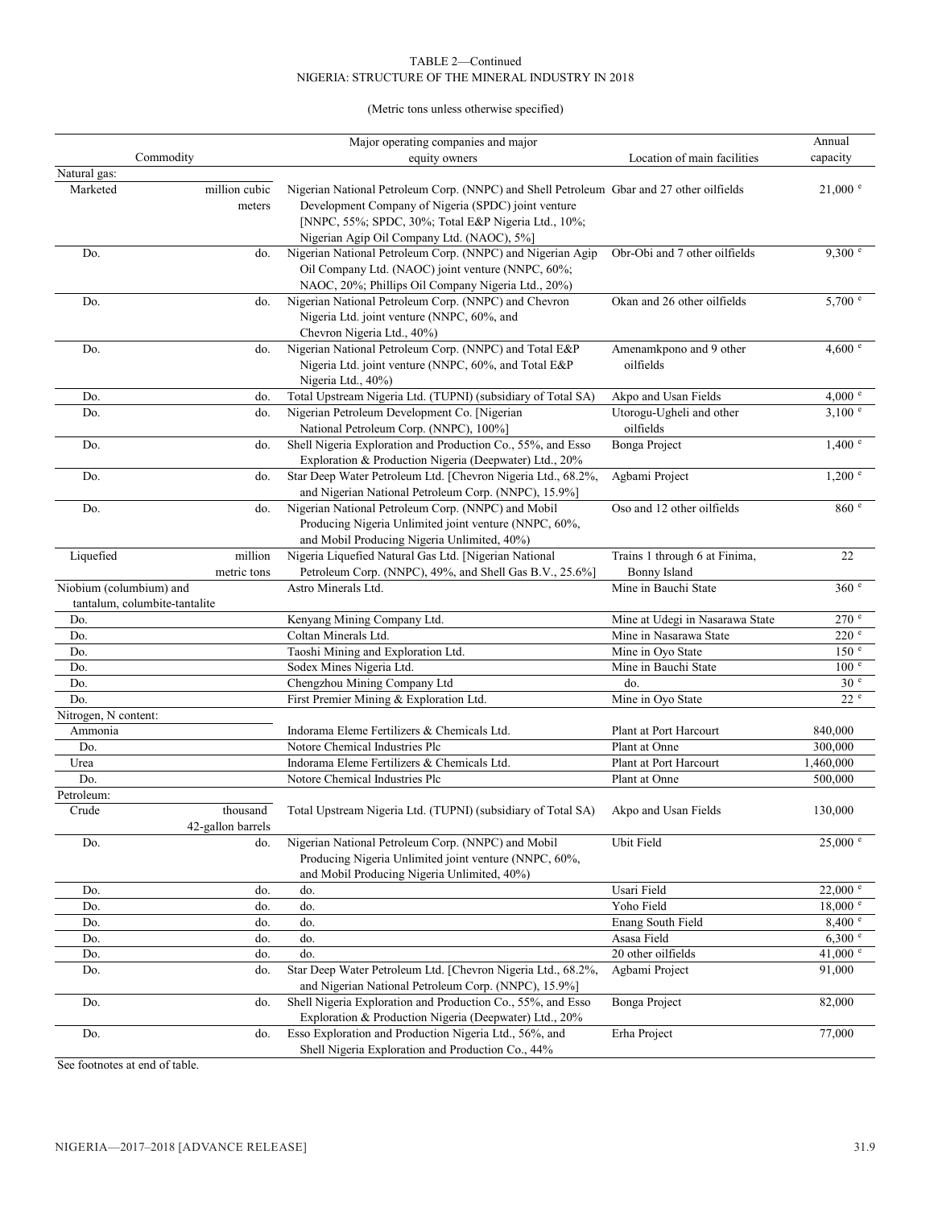TABLE 2—Continued
NIGERIA: STRUCTURE OF THE MINERAL INDUSTRY IN 2018

(Metric tons unless otherwise specified)

| Commodity | | Major operating companies and major equity owners | Location of main facilities | Annual capacity |
|---|---|---|---|---|
| Natural gas: | | | | |
| Marketed | million cubic meters | Nigerian National Petroleum Corp. (NNPC) and Shell Petroleum Development Company of Nigeria (SPDC) joint venture [NNPC, 55%; SPDC, 30%; Total E&P Nigeria Ltd., 10%; Nigerian Agip Oil Company Ltd. (NAOC), 5%] | Gbar and 27 other oilfields | 21,000 [e] |
| Do. | do. | Nigerian National Petroleum Corp. (NNPC) and Nigerian Agip Oil Company Ltd. (NAOC) joint venture (NNPC, 60%; NAOC, 20%; Phillips Oil Company Nigeria Ltd., 20%) | Obr-Obi and 7 other oilfields | 9,300 [e] |
| Do. | do. | Nigerian National Petroleum Corp. (NNPC) and Chevron Nigeria Ltd. joint venture (NNPC, 60%, and Chevron Nigeria Ltd., 40%) | Okan and 26 other oilfields | 5,700 [e] |
| Do. | do. | Nigerian National Petroleum Corp. (NNPC) and Total E&P Nigeria Ltd. joint venture (NNPC, 60%, and Total E&P Nigeria Ltd., 40%) | Amenamkpono and 9 other oilfields | 4,600 [e] |
| Do. | do. | Total Upstream Nigeria Ltd. (TUPNI) (subsidiary of Total SA) | Akpo and Usan Fields | 4,000 [e] |
| Do. | do. | Nigerian Petroleum Development Co. [Nigerian National Petroleum Corp. (NNPC), 100%] | Utorogu-Ugheli and other oilfields | 3,100 [e] |
| Do. | do. | Shell Nigeria Exploration and Production Co., 55%, and Esso Exploration & Production Nigeria (Deepwater) Ltd., 20% | Bonga Project | 1,400 [e] |
| Do. | do. | Star Deep Water Petroleum Ltd. [Chevron Nigeria Ltd., 68.2%, and Nigerian National Petroleum Corp. (NNPC), 15.9%] | Agbami Project | 1,200 [e] |
| Do. | do. | Nigerian National Petroleum Corp. (NNPC) and Mobil Producing Nigeria Unlimited joint venture (NNPC, 60%, and Mobil Producing Nigeria Unlimited, 40%) | Oso and 12 other oilfields | 860 [e] |
| Liquefied | million metric tons | Nigeria Liquefied Natural Gas Ltd. [Nigerian National Petroleum Corp. (NNPC), 49%, and Shell Gas B.V., 25.6%] | Trains 1 through 6 at Finima, Bonny Island | 22 |
| Niobium (columbium) and tantalum, columbite-tantalite | | Astro Minerals Ltd. | Mine in Bauchi State | 360 [e] |
| Do. | | Kenyang Mining Company Ltd. | Mine at Udegi in Nasarawa State | 270 [e] |
| Do. | | Coltan Minerals Ltd. | Mine in Nasarawa State | 220 [e] |
| Do. | | Taoshi Mining and Exploration Ltd. | Mine in Oyo State | 150 [e] |
| Do. | | Sodex Mines Nigeria Ltd. | Mine in Bauchi State | 100 [e] |
| Do. | | Chengzhou Mining Company Ltd | do. | 30 [e] |
| Do. | | First Premier Mining & Exploration Ltd. | Mine in Oyo State | 22 [e] |
| Nitrogen, N content: | | | | |
| Ammonia | | Indorama Eleme Fertilizers & Chemicals Ltd. | Plant at Port Harcourt | 840,000 |
| Do. | | Notore Chemical Industries Plc | Plant at Onne | 300,000 |
| Urea | | Indorama Eleme Fertilizers & Chemicals Ltd. | Plant at Port Harcourt | 1,460,000 |
| Do. | | Notore Chemical Industries Plc | Plant at Onne | 500,000 |
| Petroleum: | | | | |
| Crude | thousand 42-gallon barrels | Total Upstream Nigeria Ltd. (TUPNI) (subsidiary of Total SA) | Akpo and Usan Fields | 130,000 |
| Do. | do. | Nigerian National Petroleum Corp. (NNPC) and Mobil Producing Nigeria Unlimited joint venture (NNPC, 60%, and Mobil Producing Nigeria Unlimited, 40%) | Ubit Field | 25,000 [e] |
| Do. | do. | do. | Usari Field | 22,000 [e] |
| Do. | do. | do. | Yoho Field | 18,000 [e] |
| Do. | do. | do. | Enang South Field | 8,400 [e] |
| Do. | do. | do. | Asasa Field | 6,300 [e] |
| Do. | do. | do. | 20 other oilfields | 41,000 [e] |
| Do. | do. | Star Deep Water Petroleum Ltd. [Chevron Nigeria Ltd., 68.2%, and Nigerian National Petroleum Corp. (NNPC), 15.9%] | Agbami Project | 91,000 |
| Do. | do. | Shell Nigeria Exploration and Production Co., 55%, and Esso Exploration & Production Nigeria (Deepwater) Ltd., 20% | Bonga Project | 82,000 |
| Do. | do. | Esso Exploration and Production Nigeria Ltd., 56%, and Shell Nigeria Exploration and Production Co., 44% | Erha Project | 77,000 |

See footnotes at end of table.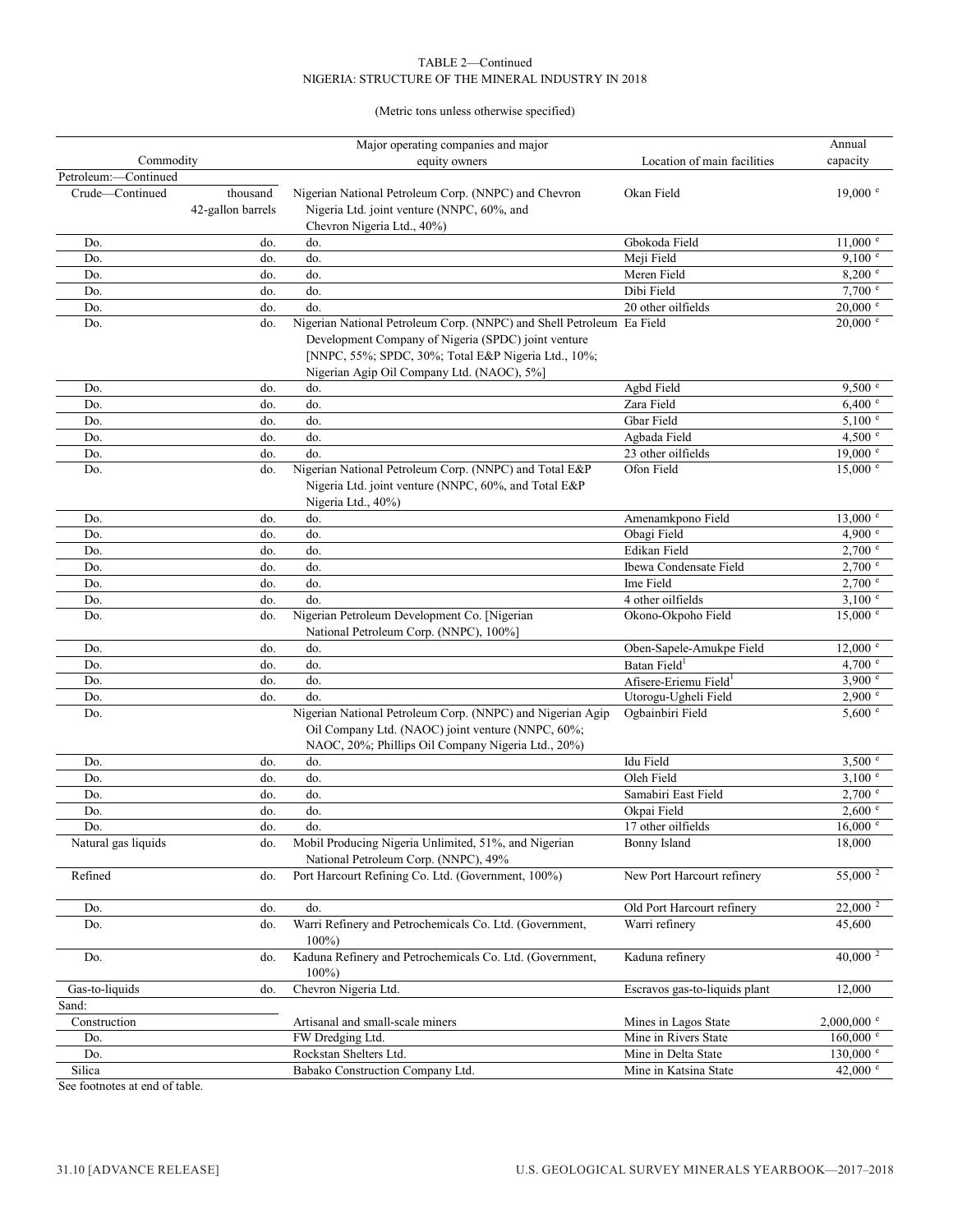TABLE 2—Continued
NIGERIA: STRUCTURE OF THE MINERAL INDUSTRY IN 2018

(Metric tons unless otherwise specified)

| Commodity | | Major operating companies and major equity owners | Location of main facilities | Annual capacity |
|---|---|---|---|---|
| Petroleum:—Continued | | | | |
| Crude—Continued | thousand 42-gallon barrels | Nigerian National Petroleum Corp. (NNPC) and Chevron Nigeria Ltd. joint venture (NNPC, 60%, and Chevron Nigeria Ltd., 40%) | Okan Field | 19,000 e |
| Do. | do. | do. | Gbokoda Field | 11,000 e |
| Do. | do. | do. | Meji Field | 9,100 e |
| Do. | do. | do. | Meren Field | 8,200 e |
| Do. | do. | do. | Dibi Field | 7,700 e |
| Do. | do. | do. | 20 other oilfields | 20,000 e |
| Do. | do. | Nigerian National Petroleum Corp. (NNPC) and Shell Petroleum Development Company of Nigeria (SPDC) joint venture [NNPC, 55%; SPDC, 30%; Total E&P Nigeria Ltd., 10%; Nigerian Agip Oil Company Ltd. (NAOC), 5%] | Ea Field | 20,000 e |
| Do. | do. | do. | Agbd Field | 9,500 e |
| Do. | do. | do. | Zara Field | 6,400 e |
| Do. | do. | do. | Gbar Field | 5,100 e |
| Do. | do. | do. | Agbada Field | 4,500 e |
| Do. | do. | do. | 23 other oilfields | 19,000 e |
| Do. | do. | Nigerian National Petroleum Corp. (NNPC) and Total E&P Nigeria Ltd. joint venture (NNPC, 60%, and Total E&P Nigeria Ltd., 40%) | Ofon Field | 15,000 e |
| Do. | do. | do. | Amenamkpono Field | 13,000 e |
| Do. | do. | do. | Obagi Field | 4,900 e |
| Do. | do. | do. | Edikan Field | 2,700 e |
| Do. | do. | do. | Ibewa Condensate Field | 2,700 e |
| Do. | do. | do. | Ime Field | 2,700 e |
| Do. | do. | do. | 4 other oilfields | 3,100 e |
| Do. | do. | Nigerian Petroleum Development Co. [Nigerian National Petroleum Corp. (NNPC), 100%] | Okono-Okpoho Field | 15,000 e |
| Do. | do. | do. | Oben-Sapele-Amukpe Field | 12,000 e |
| Do. | do. | do. | Batan Field[1] | 4,700 e |
| Do. | do. | do. | Afisere-Eriemu Field[1] | 3,900 e |
| Do. | do. | do. | Utorogu-Ugheli Field | 2,900 e |
| Do. | | Nigerian National Petroleum Corp. (NNPC) and Nigerian Agip Oil Company Ltd. (NAOC) joint venture (NNPC, 60%; NAOC, 20%; Phillips Oil Company Nigeria Ltd., 20%) | Ogbainbiri Field | 5,600 e |
| Do. | do. | do. | Idu Field | 3,500 e |
| Do. | do. | do. | Oleh Field | 3,100 e |
| Do. | do. | do. | Samabiri East Field | 2,700 e |
| Do. | do. | do. | Okpai Field | 2,600 e |
| Do. | do. | do. | 17 other oilfields | 16,000 e |
| Natural gas liquids | do. | Mobil Producing Nigeria Unlimited, 51%, and Nigerian National Petroleum Corp. (NNPC), 49% | Bonny Island | 18,000 |
| Refined | do. | Port Harcourt Refining Co. Ltd. (Government, 100%) | New Port Harcourt refinery | 55,000 [2] |
| Do. | do. | do. | Old Port Harcourt refinery | 22,000 [2] |
| Do. | do. | Warri Refinery and Petrochemicals Co. Ltd. (Government, 100%) | Warri refinery | 45,600 |
| Do. | do. | Kaduna Refinery and Petrochemicals Co. Ltd. (Government, 100%) | Kaduna refinery | 40,000 [2] |
| Gas-to-liquids | do. | Chevron Nigeria Ltd. | Escravos gas-to-liquids plant | 12,000 |
| Sand: | | | | |
| Construction | | Artisanal and small-scale miners | Mines in Lagos State | 2,000,000 e |
| Do. | | FW Dredging Ltd. | Mine in Rivers State | 160,000 e |
| Do. | | Rockstan Shelters Ltd. | Mine in Delta State | 130,000 e |
| Silica | | Babako Construction Company Ltd. | Mine in Katsina State | 42,000 e |

See footnotes at end of table.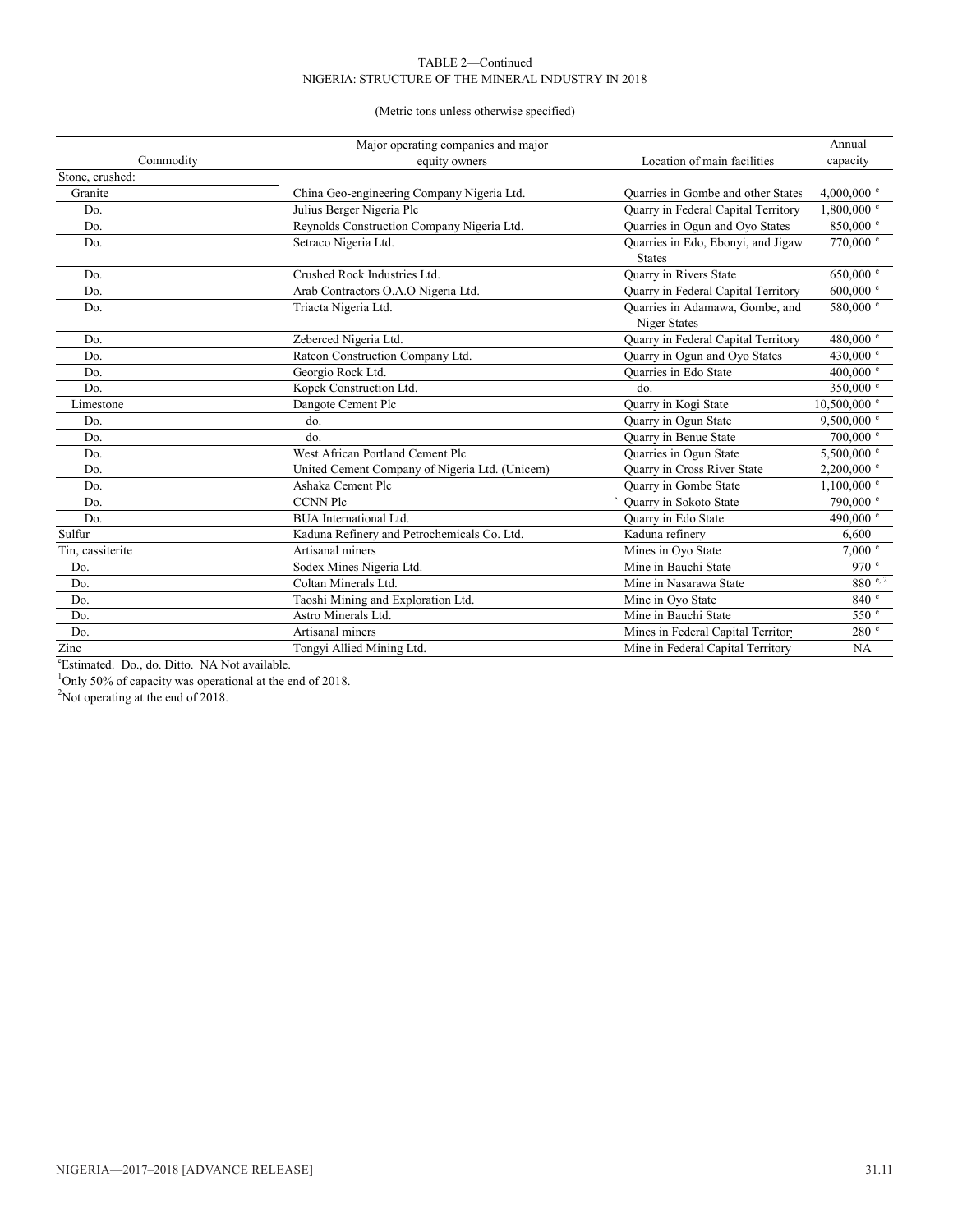TABLE 2—Continued
NIGERIA: STRUCTURE OF THE MINERAL INDUSTRY IN 2018

(Metric tons unless otherwise specified)

| Commodity | Major operating companies and major equity owners | Location of main facilities | Annual capacity |
|---|---|---|---|
| Stone, crushed: | | | |
| Granite | China Geo-engineering Company Nigeria Ltd. | Quarries in Gombe and other States | 4,000,000 e |
| Do. | Julius Berger Nigeria Plc | Quarry in Federal Capital Territory | 1,800,000 e |
| Do. | Reynolds Construction Company Nigeria Ltd. | Quarries in Ogun and Oyo States | 850,000 e |
| Do. | Setraco Nigeria Ltd. | Quarries in Edo, Ebonyi, and Jigaw States | 770,000 e |
| Do. | Crushed Rock Industries Ltd. | Quarry in Rivers State | 650,000 e |
| Do. | Arab Contractors O.A.O Nigeria Ltd. | Quarry in Federal Capital Territory | 600,000 e |
| Do. | Triacta Nigeria Ltd. | Quarries in Adamawa, Gombe, and Niger States | 580,000 e |
| Do. | Zeberced Nigeria Ltd. | Quarry in Federal Capital Territory | 480,000 e |
| Do. | Ratcon Construction Company Ltd. | Quarry in Ogun and Oyo States | 430,000 e |
| Do. | Georgio Rock Ltd. | Quarries in Edo State | 400,000 e |
| Do. | Kopek Construction Ltd. | do. | 350,000 e |
| Limestone | Dangote Cement Plc | Quarry in Kogi State | 10,500,000 e |
| Do. | do. | Quarry in Ogun State | 9,500,000 e |
| Do. | do. | Quarry in Benue State | 700,000 e |
| Do. | West African Portland Cement Plc | Quarries in Ogun State | 5,500,000 e |
| Do. | United Cement Company of Nigeria Ltd. (Unicem) | Quarry in Cross River State | 2,200,000 e |
| Do. | Ashaka Cement Plc | Quarry in Gombe State | 1,100,000 e |
| Do. | CCNN Plc | Quarry in Sokoto State | 790,000 e |
| Do. | BUA International Ltd. | Quarry in Edo State | 490,000 e |
| Sulfur | Kaduna Refinery and Petrochemicals Co. Ltd. | Kaduna refinery | 6,600 |
| Tin, cassiterite | Artisanal miners | Mines in Oyo State | 7,000 e |
| Do. | Sodex Mines Nigeria Ltd. | Mine in Bauchi State | 970 e |
| Do. | Coltan Minerals Ltd. | Mine in Nasarawa State | 880 e, 2 |
| Do. | Taoshi Mining and Exploration Ltd. | Mine in Oyo State | 840 e |
| Do. | Astro Minerals Ltd. | Mine in Bauchi State | 550 e |
| Do. | Artisanal miners | Mines in Federal Capital Territory | 280 e |
| Zinc | Tongyi Allied Mining Ltd. | Mine in Federal Capital Territory | NA |

[e]Estimated. Do., do. Ditto. NA Not available.

[1]Only 50% of capacity was operational at the end of 2018.

[2]Not operating at the end of 2018.